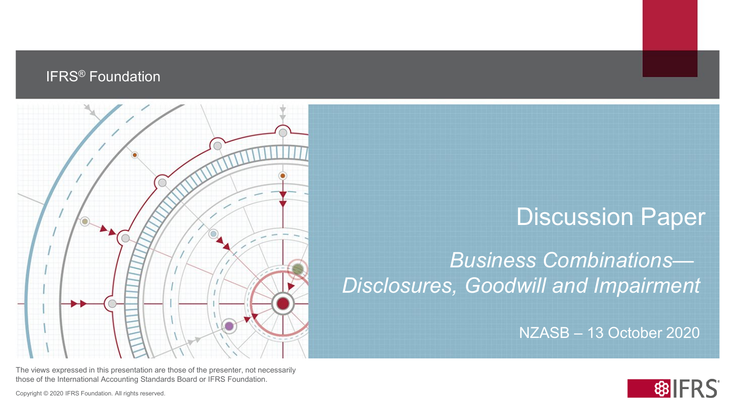IFRS® Foundation

# Discussion Paper

## *Business Combinations—Disclosures, Goodwill and Impairment*

NZASB – 13 October 2020

The views expressed in this presentation are those of the presenter, not necessarily those of the International Accounting Standards Board or IFRS Foundation.

Copyright © 2020 IFRS Foundation. All rights reserved.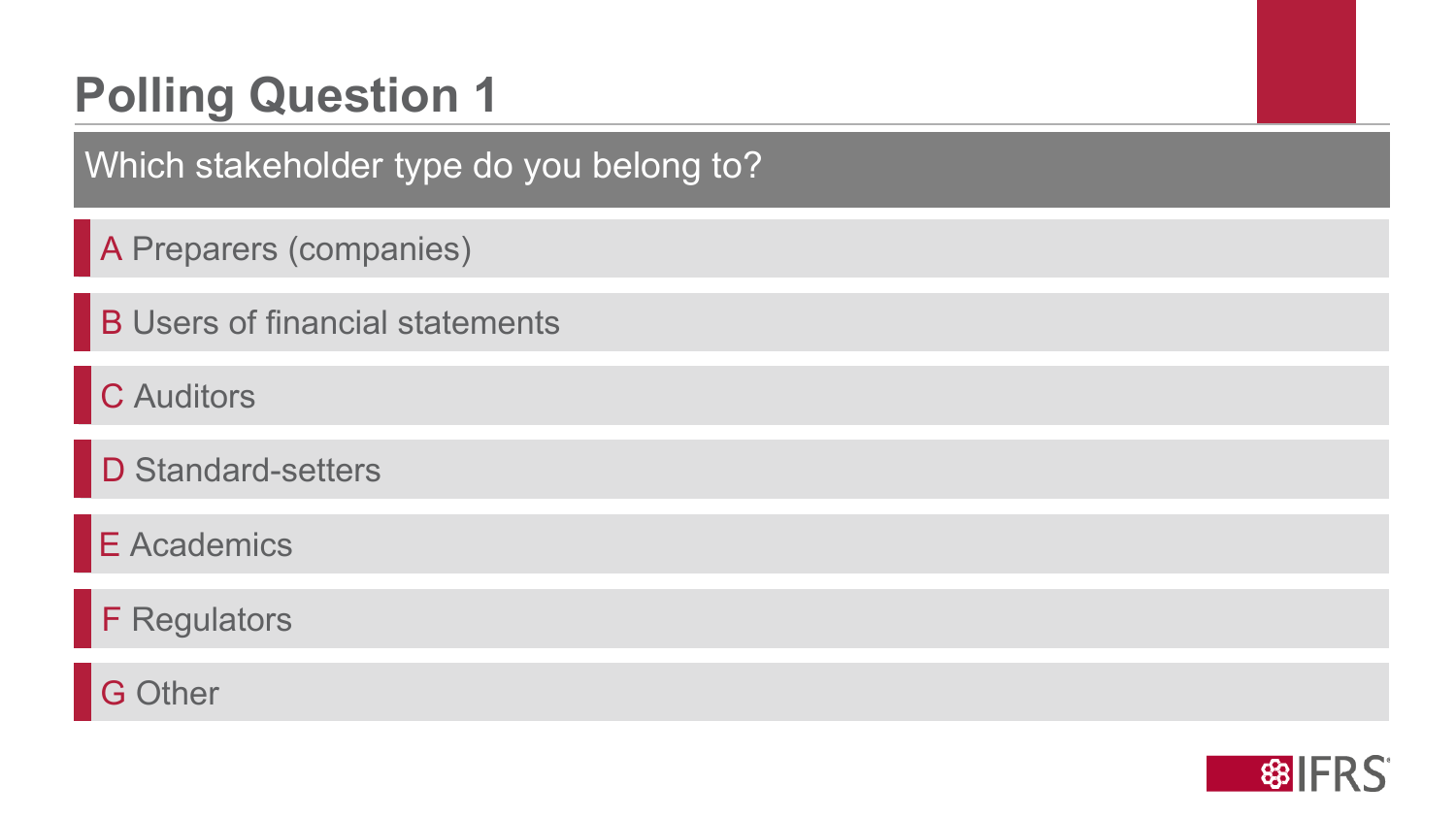# Polling Question 1

**Which stakeholder type do you belong to?**

- A Preparers (companies)
- B Users of financial statements
- C Auditors
- D Standard-setters
- E Academics
- F Regulators
- G Other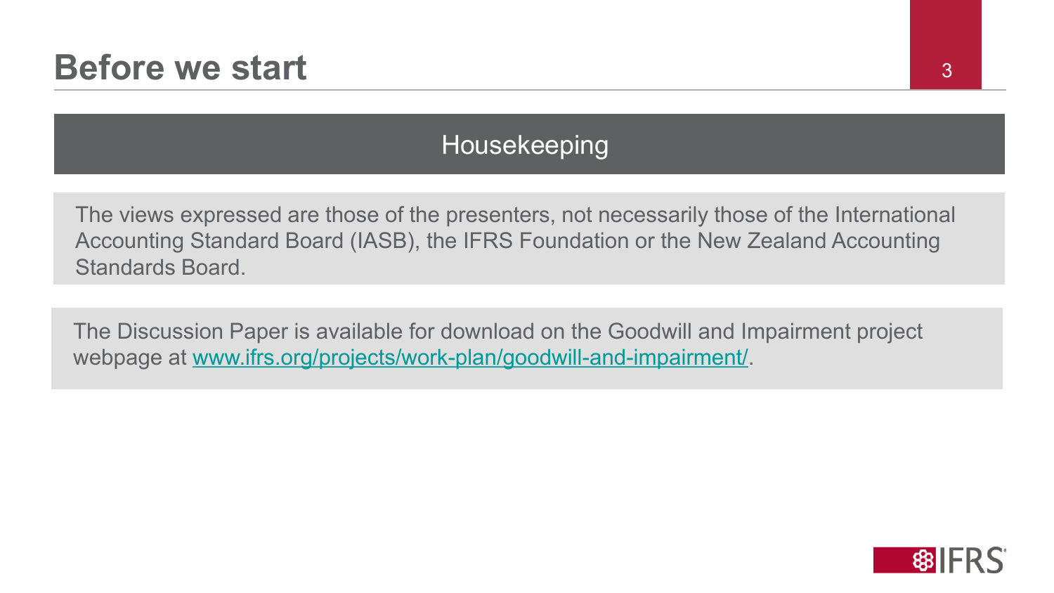# Before we start

## Housekeeping

The views expressed are those of the presenters, not necessarily those of the International Accounting Standard Board (IASB), the IFRS Foundation or the New Zealand Accounting Standards Board.

The Discussion Paper is available for download on the Goodwill and Impairment project webpage at [www.ifrs.org/projects/work-plan/goodwill-and-impairment/](www.ifrs.org/projects/work-plan/goodwill-and-impairment/).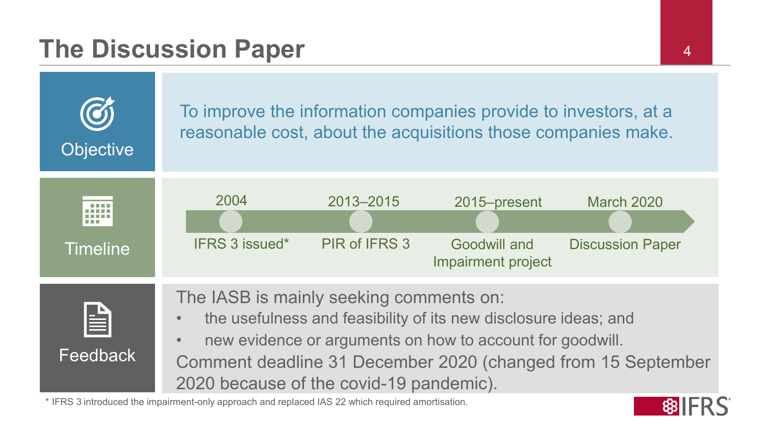# The Discussion Paper

## Objective

To improve the information companies provide to investors, at a reasonable cost, about the acquisitions those companies make.

## Timeline

| 2004 | 2013–2015 | 2015–present | March 2020 |
| --- | --- | --- | --- |
| IFRS 3 issued* | PIR of IFRS 3 | Goodwill and Impairment project | Discussion Paper |

## Feedback

The IASB is mainly seeking comments on:

- the usefulness and feasibility of its new disclosure ideas; and
- new evidence or arguments on how to account for goodwill.

Comment deadline 31 December 2020 (changed from 15 September 2020 because of the covid-19 pandemic).

* IFRS 3 introduced the impairment-only approach and replaced IAS 22 which required amortisation.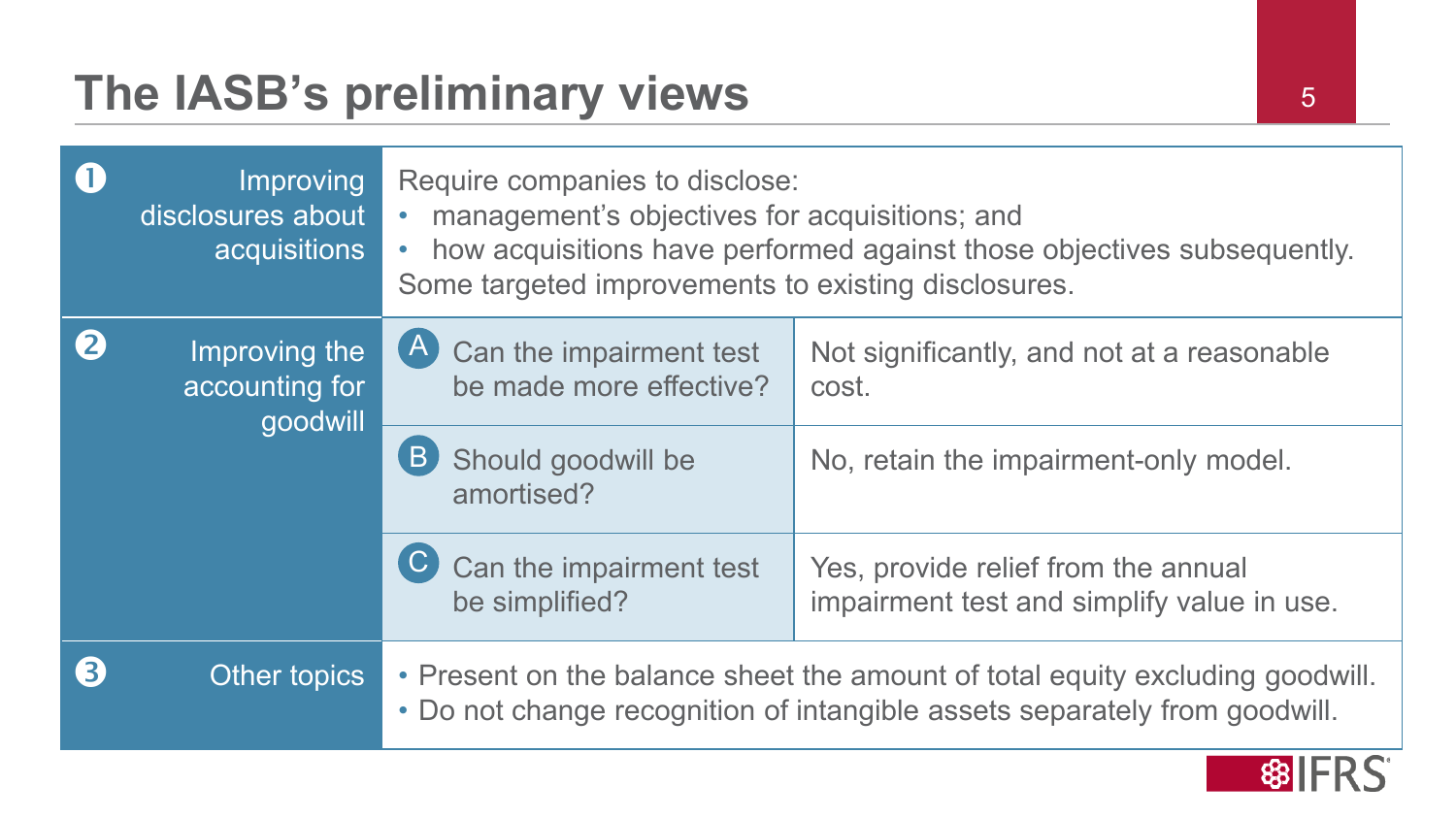# The IASB's preliminary views

| | | |
|---|---|---|
| ❶ Improving disclosures about acquisitions | Require companies to disclose:<br>• management's objectives for acquisitions; and<br>• how acquisitions have performed against those objectives subsequently.<br>Some targeted improvements to existing disclosures. | |
| ❷ Improving the accounting for goodwill | Ⓐ Can the impairment test be made more effective? | Not significantly, and not at a reasonable cost. |
| | Ⓑ Should goodwill be amortised? | No, retain the impairment-only model. |
| | Ⓒ Can the impairment test be simplified? | Yes, provide relief from the annual impairment test and simplify value in use. |
| ❸ Other topics | • Present on the balance sheet the amount of total equity excluding goodwill.<br>• Do not change recognition of intangible assets separately from goodwill. | |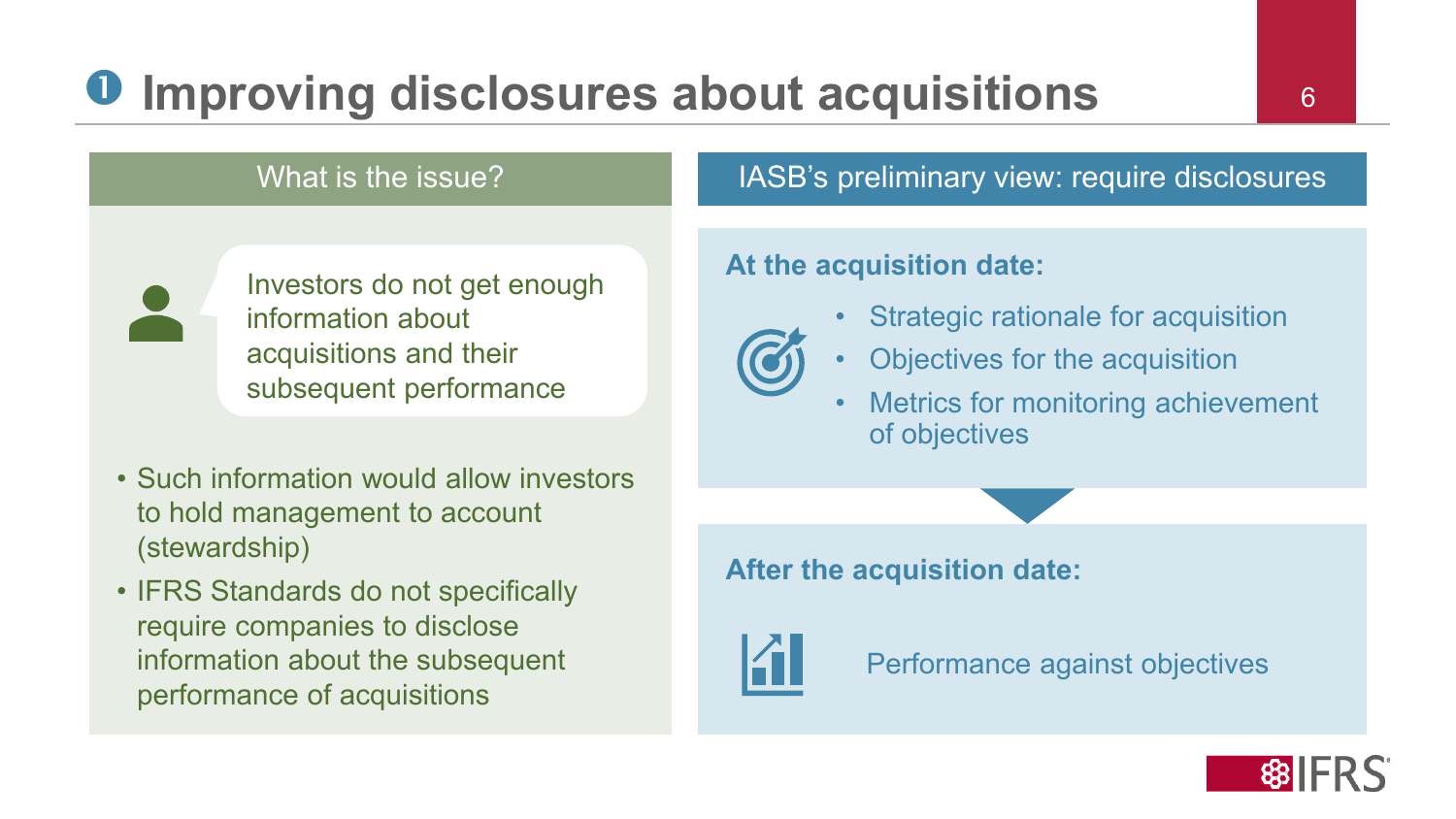# ❶ Improving disclosures about acquisitions

## What is the issue?

Investors do not get enough information about acquisitions and their subsequent performance

- Such information would allow investors to hold management to account (stewardship)
- IFRS Standards do not specifically require companies to disclose information about the subsequent performance of acquisitions

## IASB's preliminary view: require disclosures

**At the acquisition date:**

- Strategic rationale for acquisition
- Objectives for the acquisition
- Metrics for monitoring achievement of objectives

**After the acquisition date:**

Performance against objectives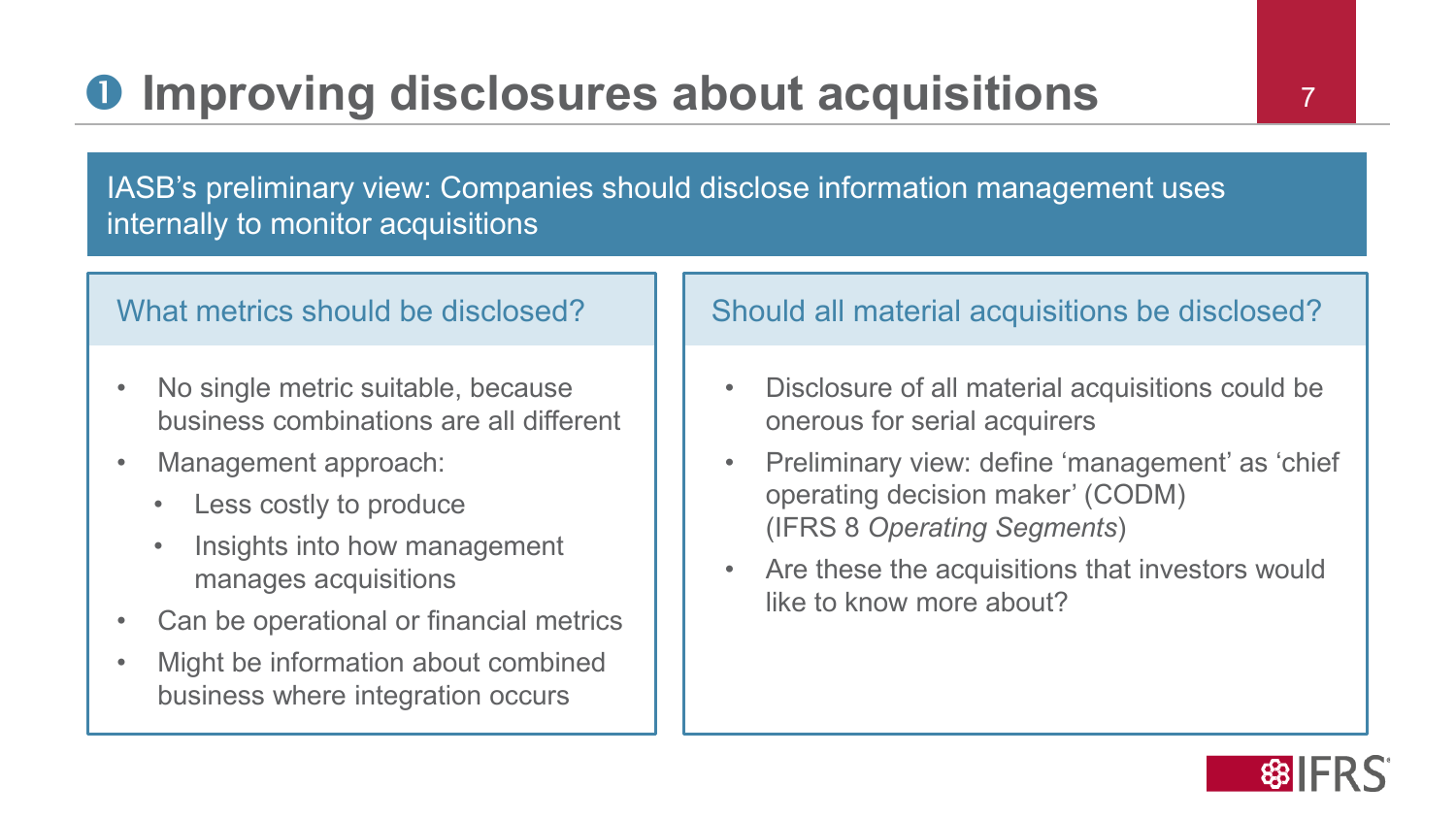# ❶ Improving disclosures about acquisitions

IASB's preliminary view: Companies should disclose information management uses internally to monitor acquisitions

## What metrics should be disclosed?

- No single metric suitable, because business combinations are all different
- Management approach:
  - Less costly to produce
  - Insights into how management manages acquisitions
- Can be operational or financial metrics
- Might be information about combined business where integration occurs

## Should all material acquisitions be disclosed?

- Disclosure of all material acquisitions could be onerous for serial acquirers
- Preliminary view: define 'management' as 'chief operating decision maker' (CODM) (IFRS 8 *Operating Segments*)
- Are these the acquisitions that investors would like to know more about?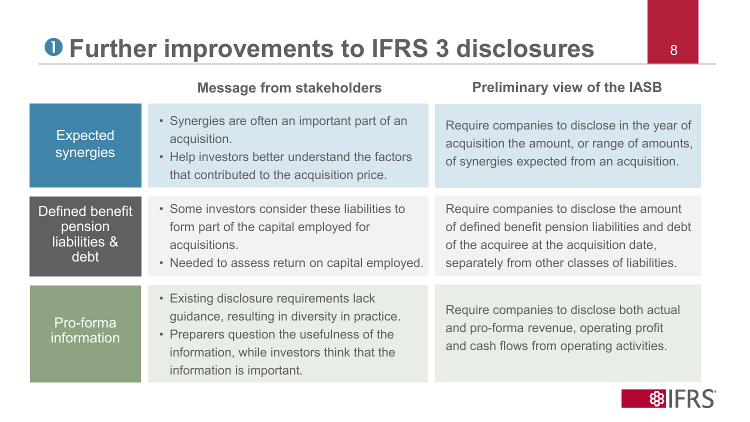# ❶ Further improvements to IFRS 3 disclosures

| | Message from stakeholders | Preliminary view of the IASB |
|---|---|---|
| Expected synergies | • Synergies are often an important part of an acquisition.<br>• Help investors better understand the factors that contributed to the acquisition price. | Require companies to disclose in the year of acquisition the amount, or range of amounts, of synergies expected from an acquisition. |
| Defined benefit pension liabilities & debt | • Some investors consider these liabilities to form part of the capital employed for acquisitions.<br>• Needed to assess return on capital employed. | Require companies to disclose the amount of defined benefit pension liabilities and debt of the acquiree at the acquisition date, separately from other classes of liabilities. |
| Pro-forma information | • Existing disclosure requirements lack guidance, resulting in diversity in practice.<br>• Preparers question the usefulness of the information, while investors think that the information is important. | Require companies to disclose both actual and pro-forma revenue, operating profit and cash flows from operating activities. |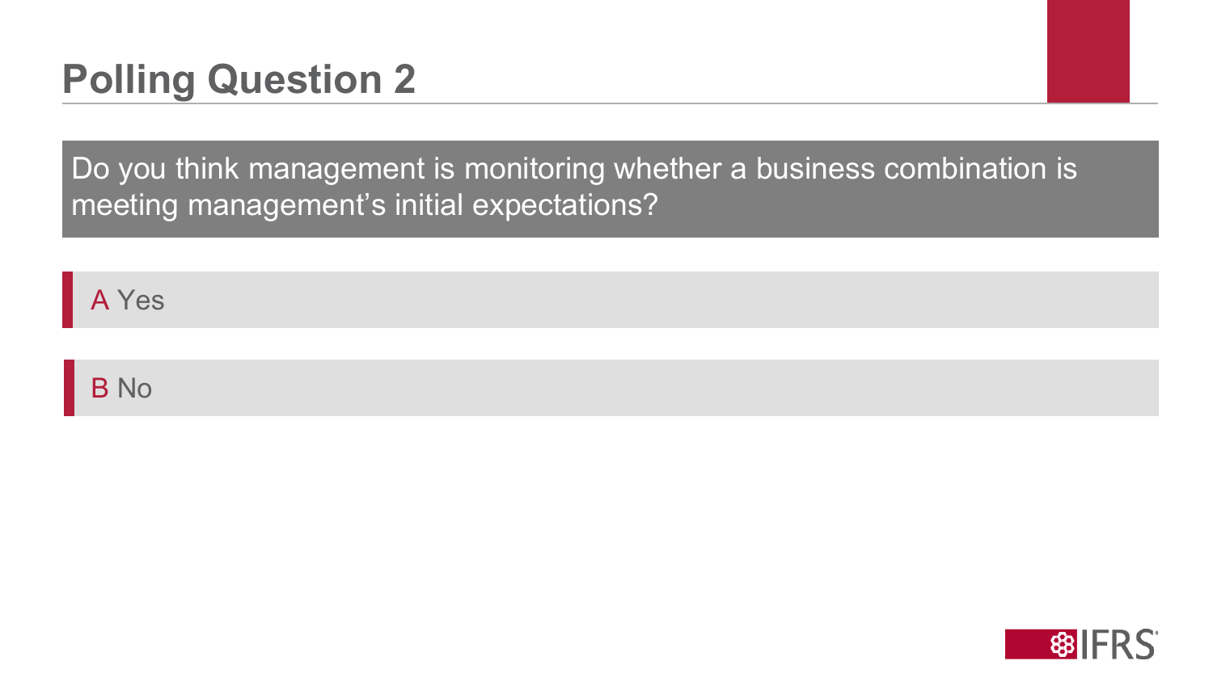# Polling Question 2

Do you think management is monitoring whether a business combination is meeting management's initial expectations?

A Yes

B No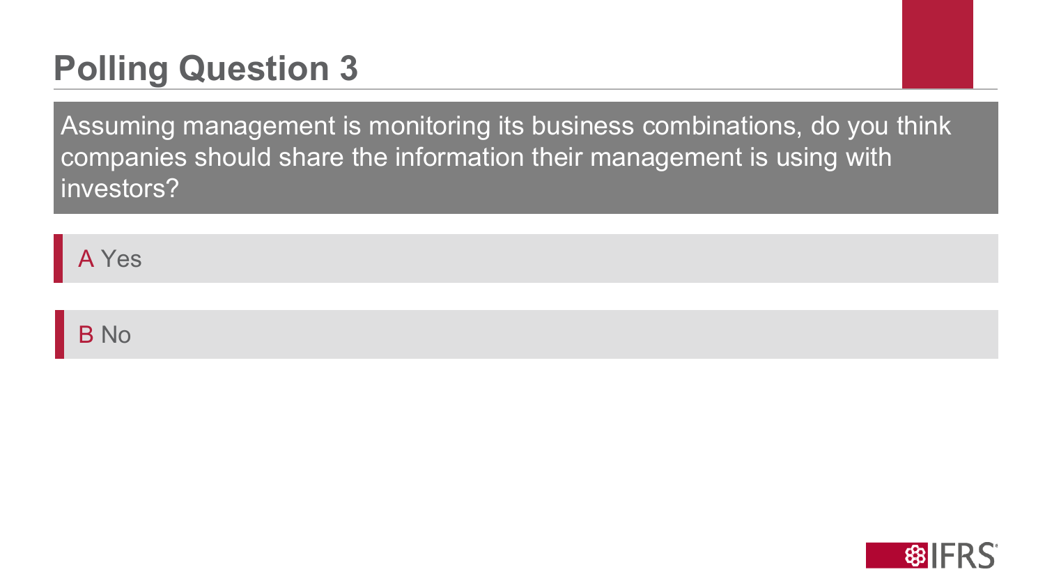# Polling Question 3

Assuming management is monitoring its business combinations, do you think companies should share the information their management is using with investors?

A Yes

B No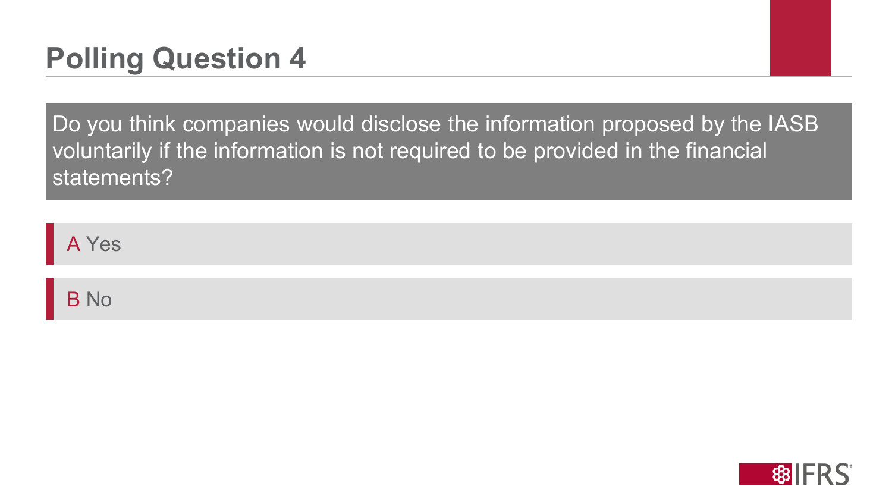# Polling Question 4

Do you think companies would disclose the information proposed by the IASB voluntarily if the information is not required to be provided in the financial statements?

A Yes

B No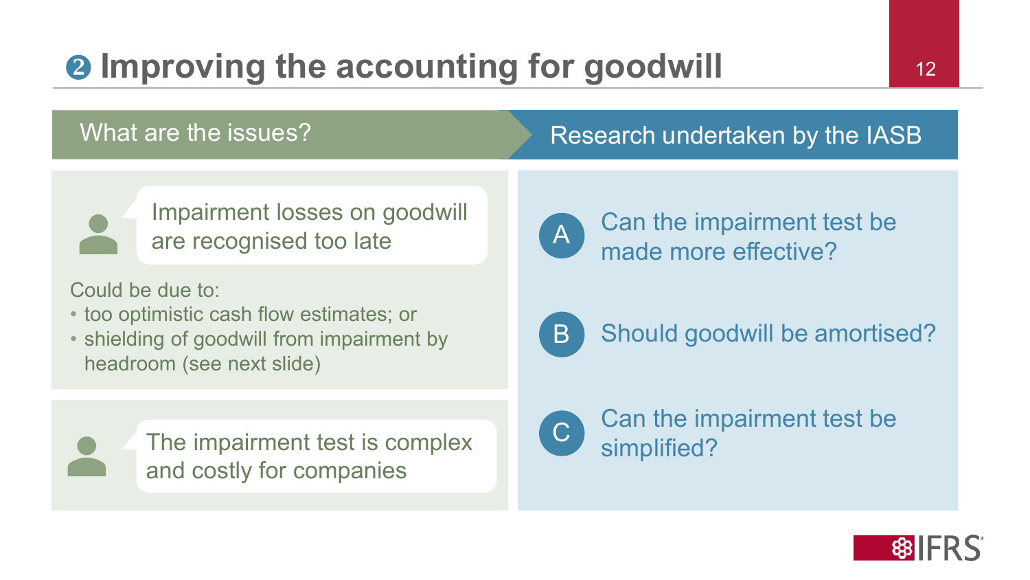# ❷ Improving the accounting for goodwill

## What are the issues?

Impairment losses on goodwill are recognised too late

Could be due to:

- too optimistic cash flow estimates; or
- shielding of goodwill from impairment by headroom (see next slide)

The impairment test is complex and costly for companies

## Research undertaken by the IASB

A. Can the impairment test be made more effective?

B. Should goodwill be amortised?

C. Can the impairment test be simplified?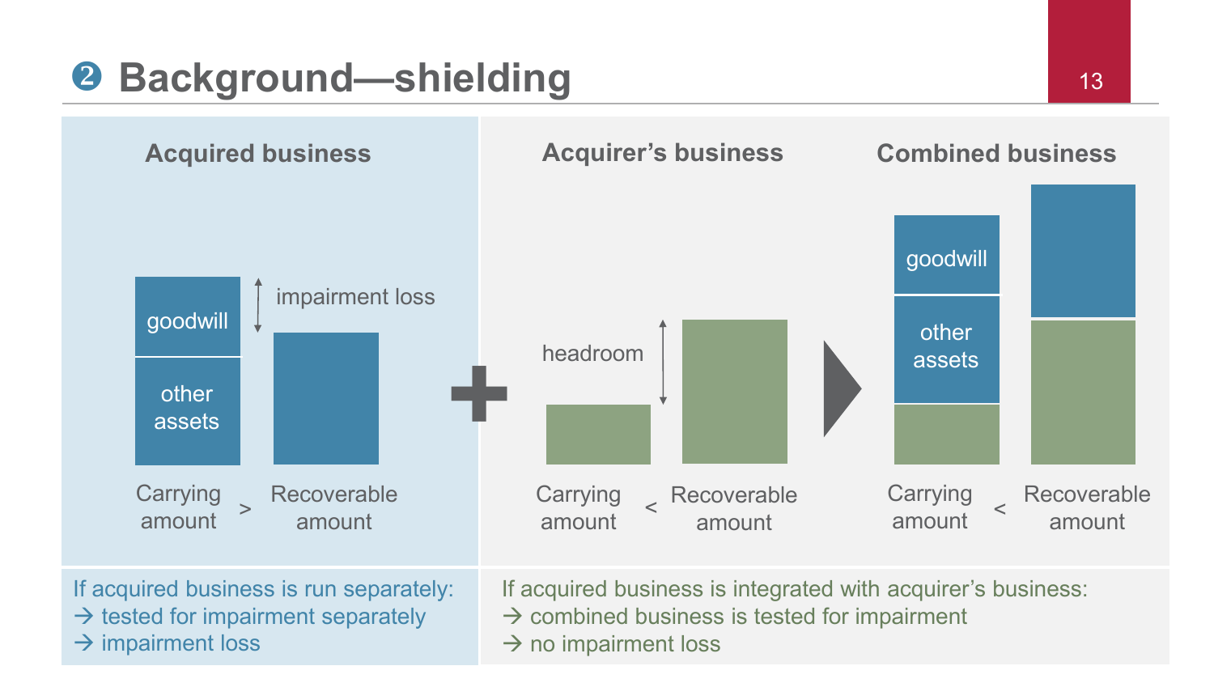# ❷ Background—shielding

**Acquired business**

goodwill

other assets

impairment loss

Carrying amount > Recoverable amount

**Acquirer's business**

headroom

Carrying amount < Recoverable amount

**Combined business**

goodwill

other assets

Carrying amount < Recoverable amount

If acquired business is run separately:
→ tested for impairment separately
→ impairment loss

If acquired business is integrated with acquirer's business:
→ combined business is tested for impairment
→ no impairment loss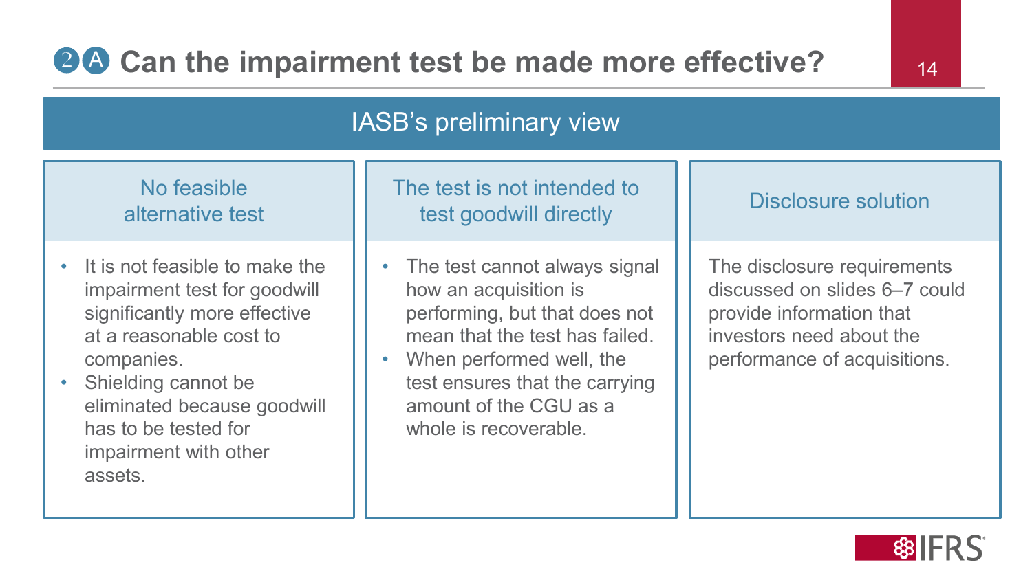# ②Ⓐ Can the impairment test be made more effective?

## IASB's preliminary view

### No feasible alternative test

- It is not feasible to make the impairment test for goodwill significantly more effective at a reasonable cost to companies.
- Shielding cannot be eliminated because goodwill has to be tested for impairment with other assets.

### The test is not intended to test goodwill directly

- The test cannot always signal how an acquisition is performing, but that does not mean that the test has failed.
- When performed well, the test ensures that the carrying amount of the CGU as a whole is recoverable.

### Disclosure solution

The disclosure requirements discussed on slides 6–7 could provide information that investors need about the performance of acquisitions.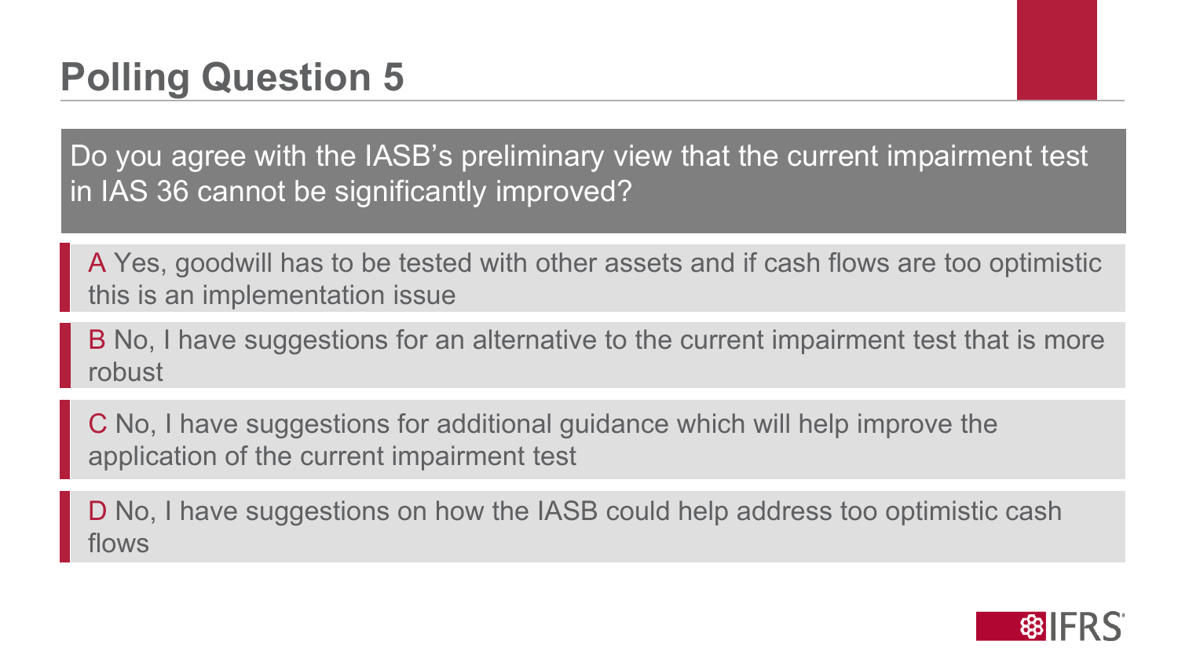# Polling Question 5

Do you agree with the IASB's preliminary view that the current impairment test in IAS 36 cannot be significantly improved?

A Yes, goodwill has to be tested with other assets and if cash flows are too optimistic this is an implementation issue

B No, I have suggestions for an alternative to the current impairment test that is more robust

C No, I have suggestions for additional guidance which will help improve the application of the current impairment test

D No, I have suggestions on how the IASB could help address too optimistic cash flows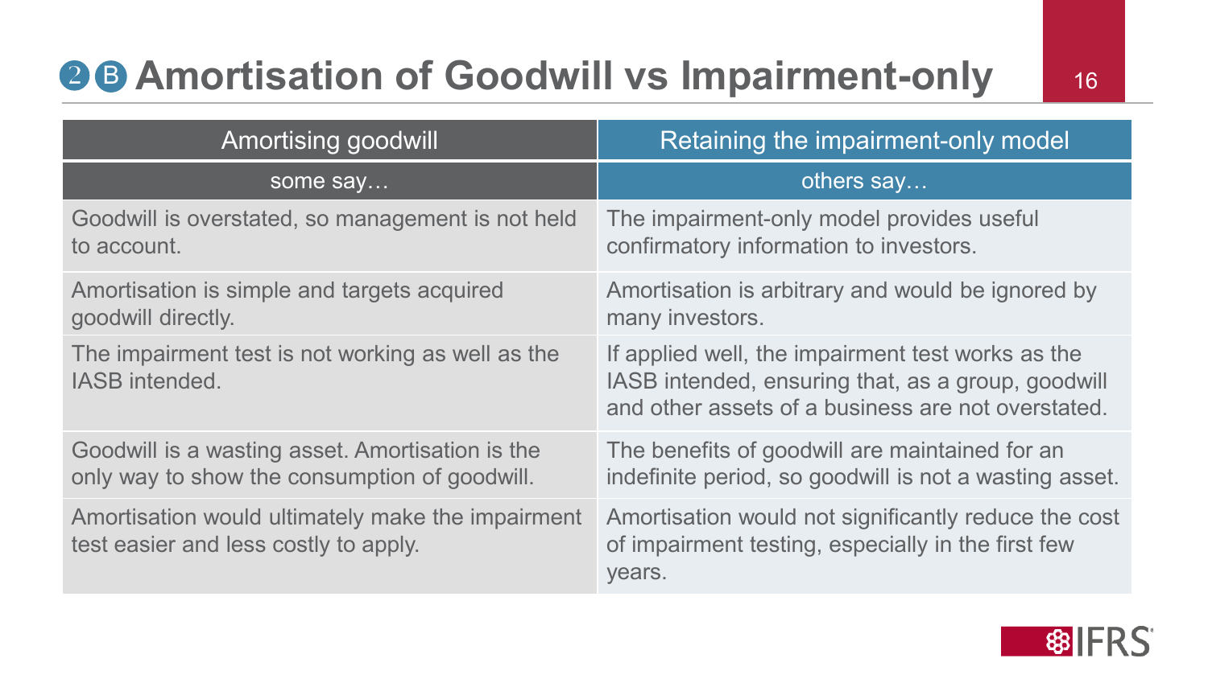## ❷ Ⓑ Amortisation of Goodwill vs Impairment-only

| Amortising goodwill | Retaining the impairment-only model |
|---|---|
| some say… | others say… |
| Goodwill is overstated, so management is not held to account. | The impairment-only model provides useful confirmatory information to investors. |
| Amortisation is simple and targets acquired goodwill directly. | Amortisation is arbitrary and would be ignored by many investors. |
| The impairment test is not working as well as the IASB intended. | If applied well, the impairment test works as the IASB intended, ensuring that, as a group, goodwill and other assets of a business are not overstated. |
| Goodwill is a wasting asset. Amortisation is the only way to show the consumption of goodwill. | The benefits of goodwill are maintained for an indefinite period, so goodwill is not a wasting asset. |
| Amortisation would ultimately make the impairment test easier and less costly to apply. | Amortisation would not significantly reduce the cost of impairment testing, especially in the first few years. |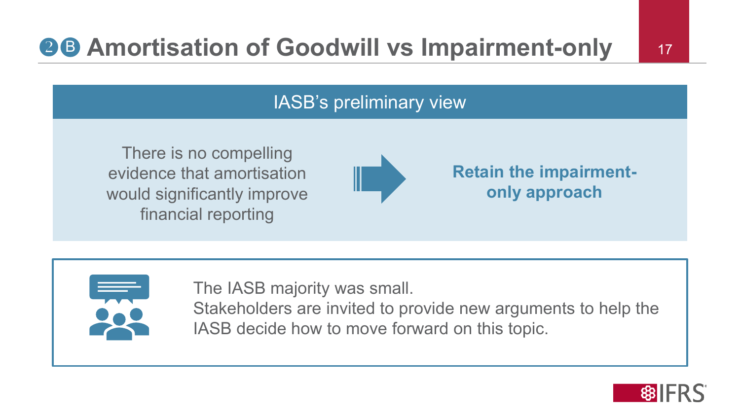# ❷ⒷAmortisation of Goodwill vs Impairment-only

## IASB's preliminary view

There is no compelling evidence that amortisation would significantly improve financial reporting

→

**Retain the impairment-only approach**

The IASB majority was small.
Stakeholders are invited to provide new arguments to help the IASB decide how to move forward on this topic.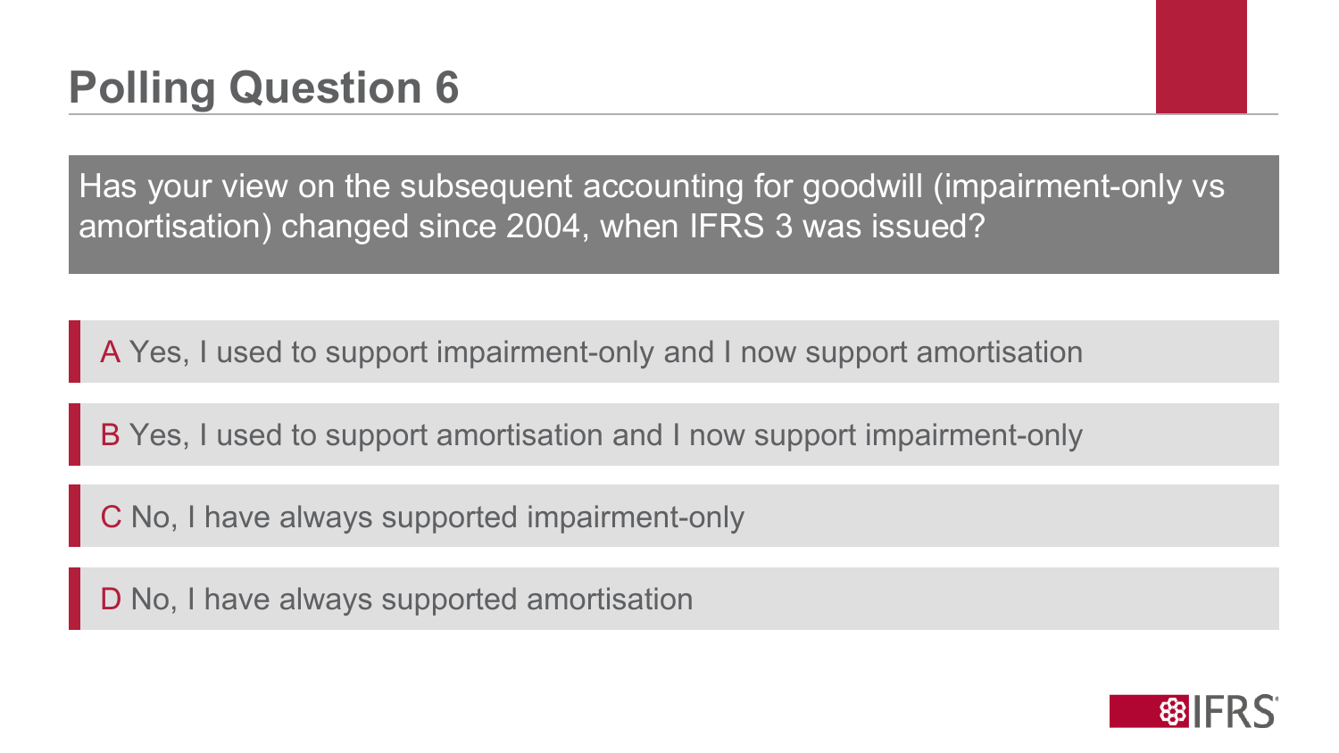# Polling Question 6

Has your view on the subsequent accounting for goodwill (impairment-only vs amortisation) changed since 2004, when IFRS 3 was issued?

- A Yes, I used to support impairment-only and I now support amortisation
- B Yes, I used to support amortisation and I now support impairment-only
- C No, I have always supported impairment-only
- D No, I have always supported amortisation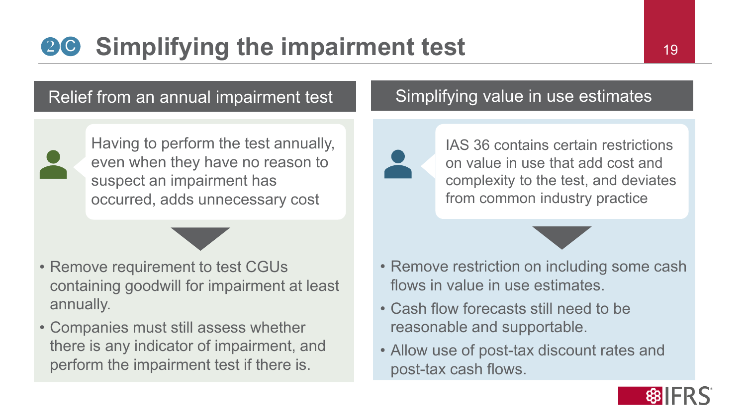# 2C Simplifying the impairment test

## Relief from an annual impairment test

Having to perform the test annually, even when they have no reason to suspect an impairment has occurred, adds unnecessary cost

- Remove requirement to test CGUs containing goodwill for impairment at least annually.
- Companies must still assess whether there is any indicator of impairment, and perform the impairment test if there is.

## Simplifying value in use estimates

IAS 36 contains certain restrictions on value in use that add cost and complexity to the test, and deviates from common industry practice

- Remove restriction on including some cash flows in value in use estimates.
- Cash flow forecasts still need to be reasonable and supportable.
- Allow use of post-tax discount rates and post-tax cash flows.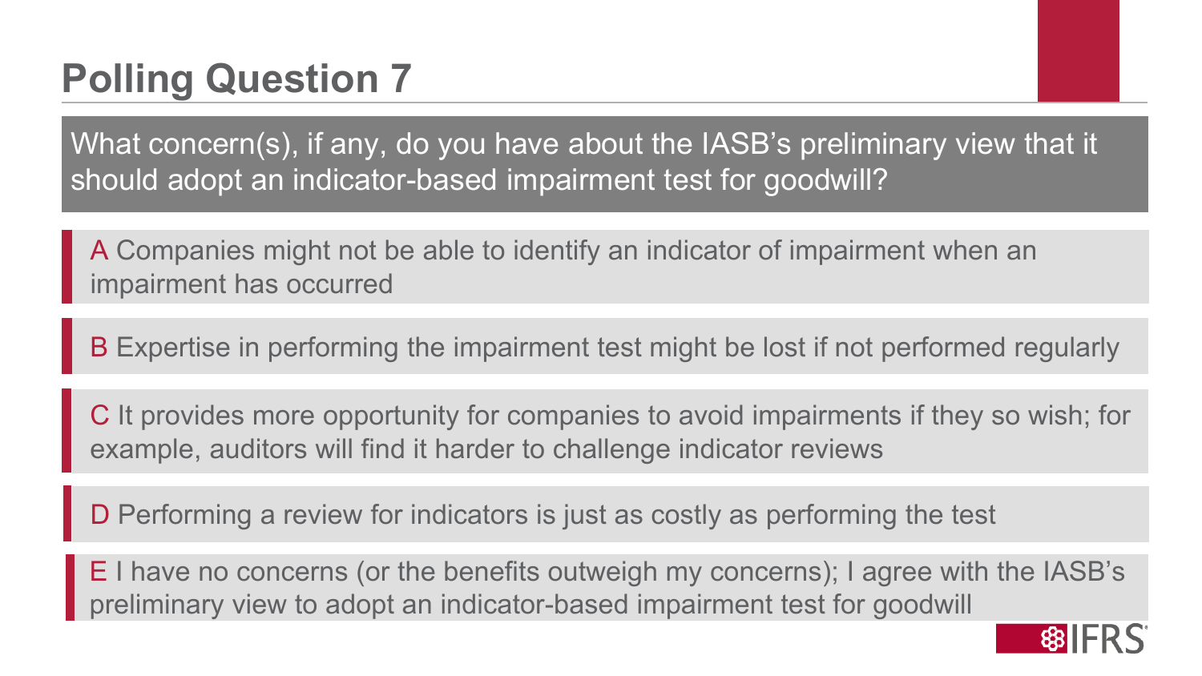# Polling Question 7

What concern(s), if any, do you have about the IASB's preliminary view that it should adopt an indicator-based impairment test for goodwill?

- A Companies might not be able to identify an indicator of impairment when an impairment has occurred
- B Expertise in performing the impairment test might be lost if not performed regularly
- C It provides more opportunity for companies to avoid impairments if they so wish; for example, auditors will find it harder to challenge indicator reviews
- D Performing a review for indicators is just as costly as performing the test
- E I have no concerns (or the benefits outweigh my concerns); I agree with the IASB's preliminary view to adopt an indicator-based impairment test for goodwill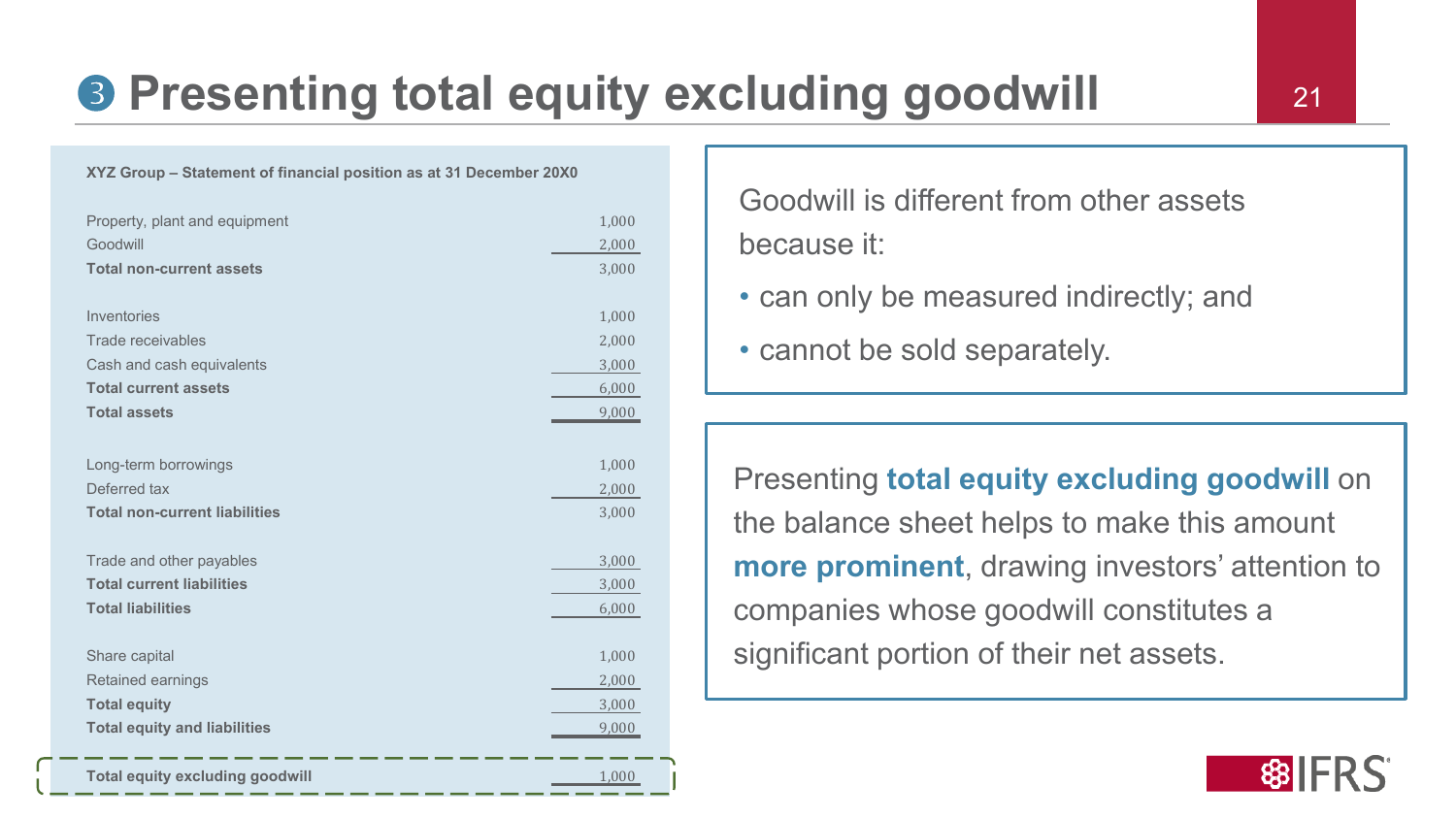# ❸ Presenting total equity excluding goodwill

**XYZ Group – Statement of financial position as at 31 December 20X0**

| | |
|---|---|
| Property, plant and equipment | 1,000 |
| Goodwill | 2,000 |
| **Total non-current assets** | 3,000 |
| | |
| Inventories | 1,000 |
| Trade receivables | 2,000 |
| Cash and cash equivalents | 3,000 |
| **Total current assets** | 6,000 |
| **Total assets** | 9,000 |
| | |
| Long-term borrowings | 1,000 |
| Deferred tax | 2,000 |
| **Total non-current liabilities** | 3,000 |
| | |
| Trade and other payables | 3,000 |
| **Total current liabilities** | 3,000 |
| **Total liabilities** | 6,000 |
| | |
| Share capital | 1,000 |
| Retained earnings | 2,000 |
| **Total equity** | 3,000 |
| **Total equity and liabilities** | 9,000 |
| | |
| **Total equity excluding goodwill** | 1,000 |

Goodwill is different from other assets because it:

- can only be measured indirectly; and
- cannot be sold separately.

Presenting **total equity excluding goodwill** on the balance sheet helps to make this amount **more prominent**, drawing investors' attention to companies whose goodwill constitutes a significant portion of their net assets.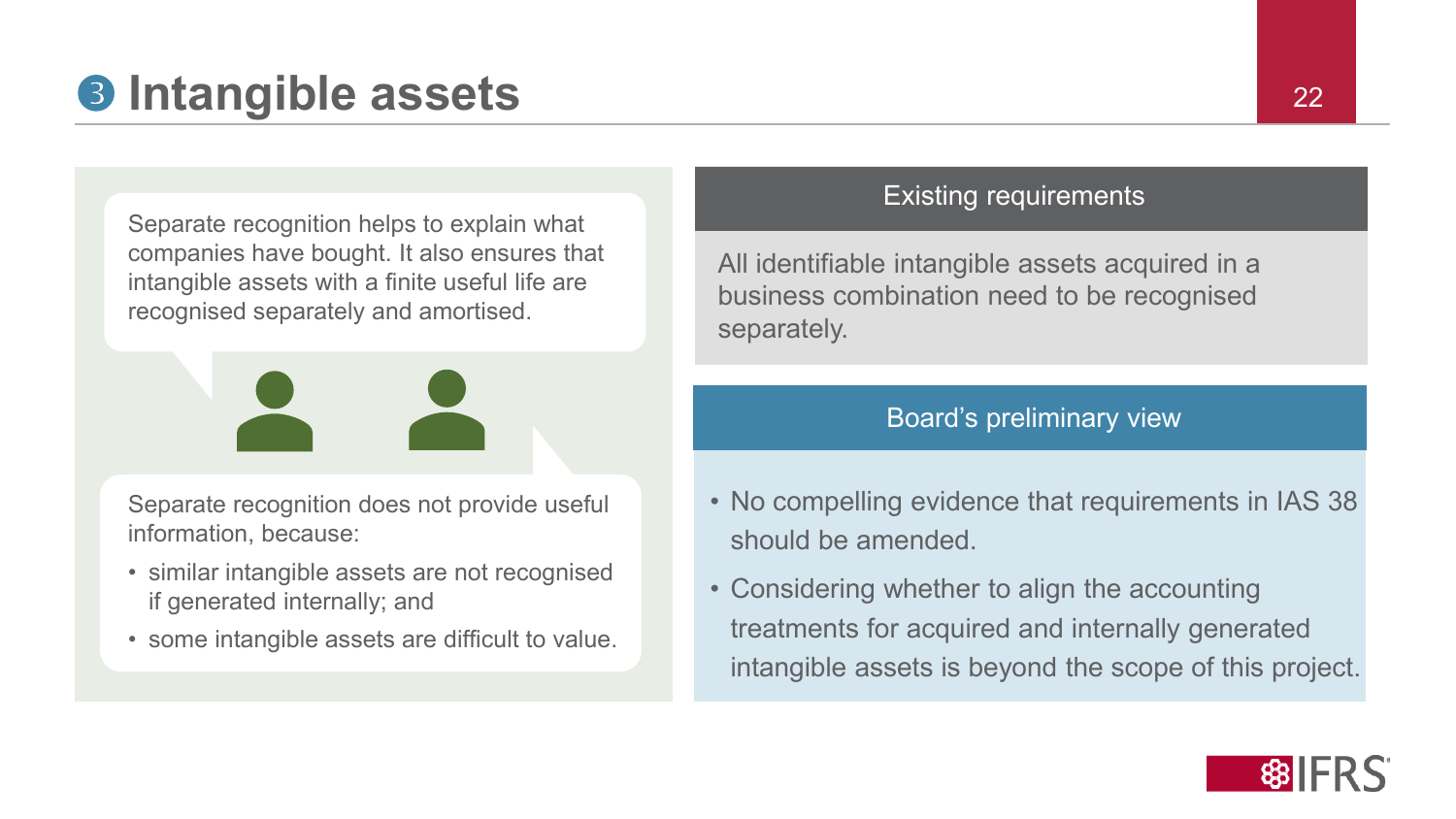# ❸ Intangible assets

Separate recognition helps to explain what companies have bought. It also ensures that intangible assets with a finite useful life are recognised separately and amortised.

Separate recognition does not provide useful information, because:

- similar intangible assets are not recognised if generated internally; and
- some intangible assets are difficult to value.

## Existing requirements

All identifiable intangible assets acquired in a business combination need to be recognised separately.

## Board's preliminary view

- No compelling evidence that requirements in IAS 38 should be amended.
- Considering whether to align the accounting treatments for acquired and internally generated intangible assets is beyond the scope of this project.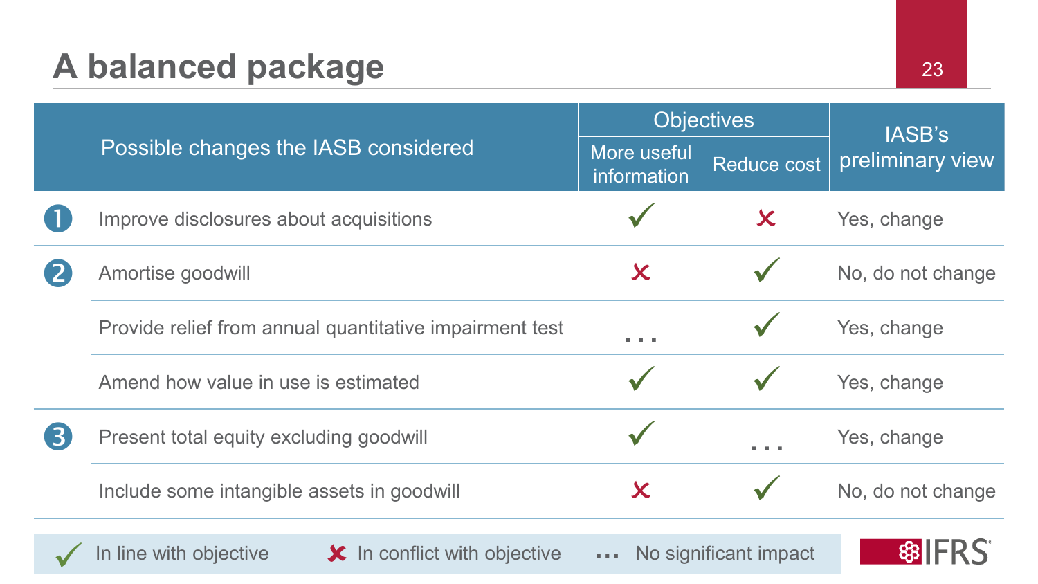# A balanced package

| | Possible changes the IASB considered | Objectives | | IASB's preliminary view |
|---|---|---|---|---|
| | | More useful information | Reduce cost | |
| 1 | Improve disclosures about acquisitions | ✓ | ✗ | Yes, change |
| 2 | Amortise goodwill | ✗ | ✓ | No, do not change |
| | Provide relief from annual quantitative impairment test | … | ✓ | Yes, change |
| | Amend how value in use is estimated | ✓ | ✓ | Yes, change |
| 3 | Present total equity excluding goodwill | ✓ | … | Yes, change |
| | Include some intangible assets in goodwill | ✗ | ✓ | No, do not change |

✓ In line with objective ✗ In conflict with objective … No significant impact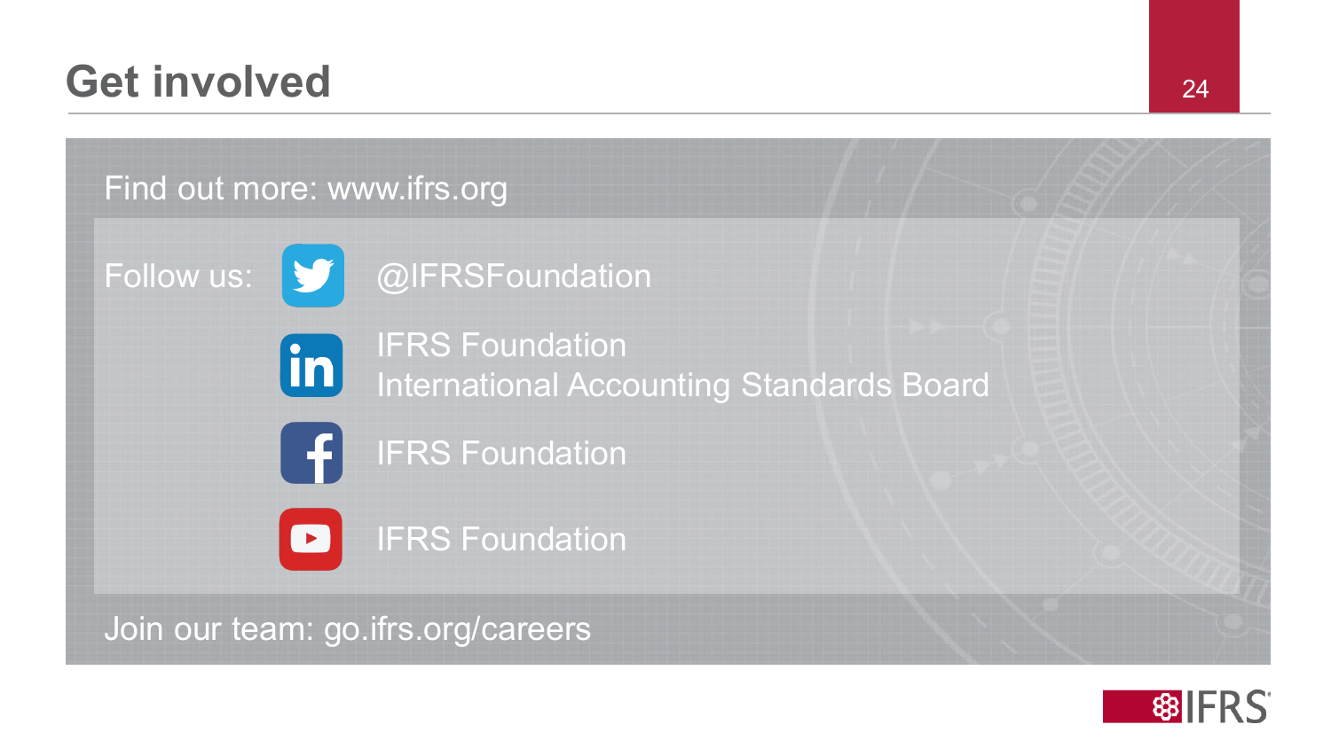# Get involved

Find out more: www.ifrs.org

Follow us:

@IFRSFoundation

IFRS Foundation
International Accounting Standards Board

IFRS Foundation

IFRS Foundation

Join our team: go.ifrs.org/careers